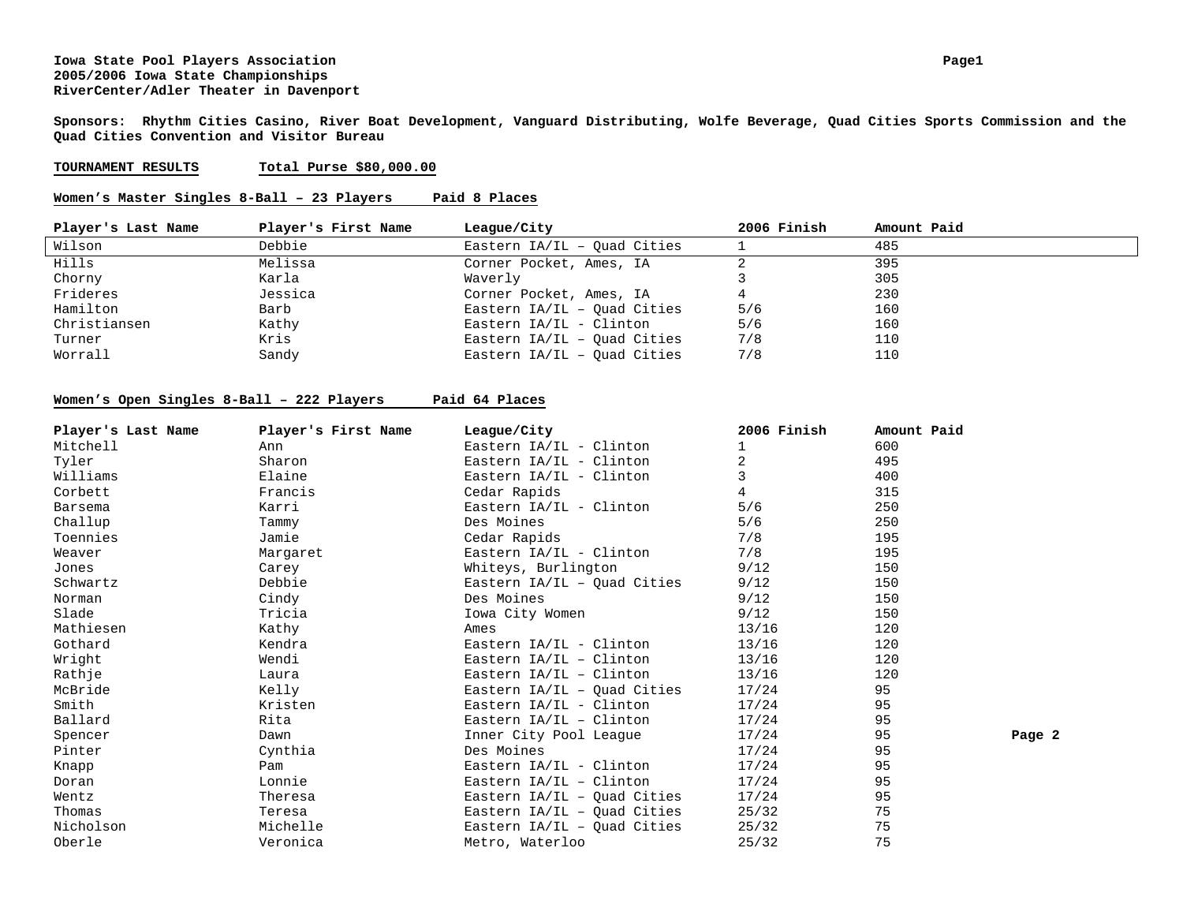**Iowa State Pool Players Association**
**2005/2006 Iowa State Championships**
**RiverCenter/Adler Theater in Davenport**

**Sponsors: Rhythm Cities Casino, River Boat Development, Vanguard Distributing, Wolfe Beverage, Quad Cities Sports Commission and the Quad Cities Convention and Visitor Bureau**

**TOURNAMENT RESULTS** **Total Purse $80,000.00**

**Women's Master Singles 8-Ball – 23 Players** **Paid 8 Places**

| Player's Last Name | Player's First Name | League/City | 2006 Finish | Amount Paid |
|---|---|---|---|---|
| Wilson | Debbie | Eastern IA/IL – Quad Cities | 1 | 485 |
| Hills | Melissa | Corner Pocket, Ames, IA | 2 | 395 |
| Chorny | Karla | Waverly | 3 | 305 |
| Frideres | Jessica | Corner Pocket, Ames, IA | 4 | 230 |
| Hamilton | Barb | Eastern IA/IL – Quad Cities | 5/6 | 160 |
| Christiansen | Kathy | Eastern IA/IL - Clinton | 5/6 | 160 |
| Turner | Kris | Eastern IA/IL – Quad Cities | 7/8 | 110 |
| Worrall | Sandy | Eastern IA/IL – Quad Cities | 7/8 | 110 |

**Women's Open Singles 8-Ball – 222 Players** **Paid 64 Places**

| Player's Last Name | Player's First Name | League/City | 2006 Finish | Amount Paid |
|---|---|---|---|---|
| Mitchell | Ann | Eastern IA/IL - Clinton | 1 | 600 |
| Tyler | Sharon | Eastern IA/IL - Clinton | 2 | 495 |
| Williams | Elaine | Eastern IA/IL - Clinton | 3 | 400 |
| Corbett | Francis | Cedar Rapids | 4 | 315 |
| Barsema | Karri | Eastern IA/IL - Clinton | 5/6 | 250 |
| Challup | Tammy | Des Moines | 5/6 | 250 |
| Toennies | Jamie | Cedar Rapids | 7/8 | 195 |
| Weaver | Margaret | Eastern IA/IL - Clinton | 7/8 | 195 |
| Jones | Carey | Whiteys, Burlington | 9/12 | 150 |
| Schwartz | Debbie | Eastern IA/IL – Quad Cities | 9/12 | 150 |
| Norman | Cindy | Des Moines | 9/12 | 150 |
| Slade | Tricia | Iowa City Women | 9/12 | 150 |
| Mathiesen | Kathy | Ames | 13/16 | 120 |
| Gothard | Kendra | Eastern IA/IL - Clinton | 13/16 | 120 |
| Wright | Wendi | Eastern IA/IL – Clinton | 13/16 | 120 |
| Rathje | Laura | Eastern IA/IL – Clinton | 13/16 | 120 |
| McBride | Kelly | Eastern IA/IL – Quad Cities | 17/24 | 95 |
| Smith | Kristen | Eastern IA/IL - Clinton | 17/24 | 95 |
| Ballard | Rita | Eastern IA/IL – Clinton | 17/24 | 95 |
| Spencer | Dawn | Inner City Pool League | 17/24 | 95 |
| Pinter | Cynthia | Des Moines | 17/24 | 95 |
| Knapp | Pam | Eastern IA/IL - Clinton | 17/24 | 95 |
| Doran | Lonnie | Eastern IA/IL – Clinton | 17/24 | 95 |
| Wentz | Theresa | Eastern IA/IL – Quad Cities | 17/24 | 95 |
| Thomas | Teresa | Eastern IA/IL – Quad Cities | 25/32 | 75 |
| Nicholson | Michelle | Eastern IA/IL – Quad Cities | 25/32 | 75 |
| Oberle | Veronica | Metro, Waterloo | 25/32 | 75 |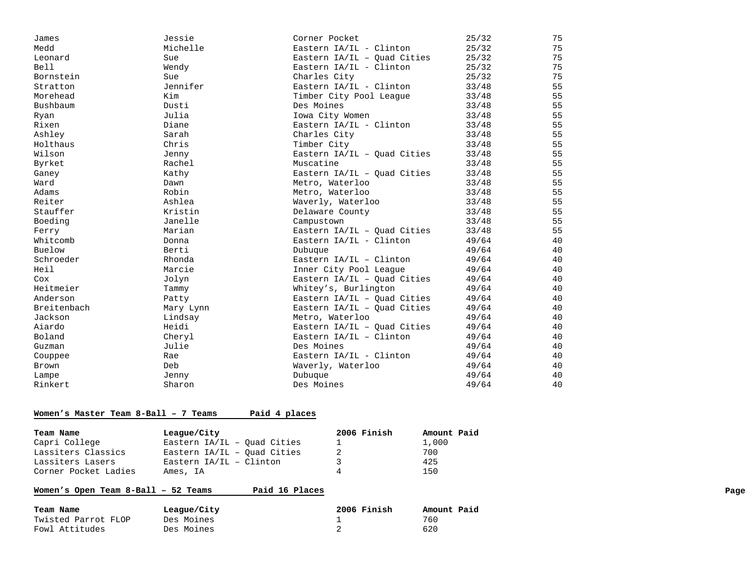| | | | | |
|---|---|---|---|---|
| James | Jessie | Corner Pocket | 25/32 | 75 |
| Medd | Michelle | Eastern IA/IL - Clinton | 25/32 | 75 |
| Leonard | Sue | Eastern IA/IL – Quad Cities | 25/32 | 75 |
| Bell | Wendy | Eastern IA/IL - Clinton | 25/32 | 75 |
| Bornstein | Sue | Charles City | 25/32 | 75 |
| Stratton | Jennifer | Eastern IA/IL - Clinton | 33/48 | 55 |
| Morehead | Kim | Timber City Pool League | 33/48 | 55 |
| Bushbaum | Dusti | Des Moines | 33/48 | 55 |
| Ryan | Julia | Iowa City Women | 33/48 | 55 |
| Rixen | Diane | Eastern IA/IL - Clinton | 33/48 | 55 |
| Ashley | Sarah | Charles City | 33/48 | 55 |
| Holthaus | Chris | Timber City | 33/48 | 55 |
| Wilson | Jenny | Eastern IA/IL – Quad Cities | 33/48 | 55 |
| Byrket | Rachel | Muscatine | 33/48 | 55 |
| Ganey | Kathy | Eastern IA/IL – Quad Cities | 33/48 | 55 |
| Ward | Dawn | Metro, Waterloo | 33/48 | 55 |
| Adams | Robin | Metro, Waterloo | 33/48 | 55 |
| Reiter | Ashlea | Waverly, Waterloo | 33/48 | 55 |
| Stauffer | Kristin | Delaware County | 33/48 | 55 |
| Boeding | Janelle | Campustown | 33/48 | 55 |
| Ferry | Marian | Eastern IA/IL – Quad Cities | 33/48 | 55 |
| Whitcomb | Donna | Eastern IA/IL - Clinton | 49/64 | 40 |
| Buelow | Berti | Dubuque | 49/64 | 40 |
| Schroeder | Rhonda | Eastern IA/IL – Clinton | 49/64 | 40 |
| Heil | Marcie | Inner City Pool League | 49/64 | 40 |
| Cox | Jolyn | Eastern IA/IL – Quad Cities | 49/64 | 40 |
| Heitmeier | Tammy | Whitey's, Burlington | 49/64 | 40 |
| Anderson | Patty | Eastern IA/IL – Quad Cities | 49/64 | 40 |
| Breitenbach | Mary Lynn | Eastern IA/IL – Quad Cities | 49/64 | 40 |
| Jackson | Lindsay | Metro, Waterloo | 49/64 | 40 |
| Aiardo | Heidi | Eastern IA/IL – Quad Cities | 49/64 | 40 |
| Boland | Cheryl | Eastern IA/IL – Clinton | 49/64 | 40 |
| Guzman | Julie | Des Moines | 49/64 | 40 |
| Couppee | Rae | Eastern IA/IL - Clinton | 49/64 | 40 |
| Brown | Deb | Waverly, Waterloo | 49/64 | 40 |
| Lampe | Jenny | Dubuque | 49/64 | 40 |
| Rinkert | Sharon | Des Moines | 49/64 | 40 |

**Women's Master Team 8-Ball – 7 Teams      Paid 4 places**

| Team Name | League/City | 2006 Finish | Amount Paid |
|---|---|---|---|
| Capri College | Eastern IA/IL – Quad Cities | 1 | 1,000 |
| Lassiters Classics | Eastern IA/IL – Quad Cities | 2 | 700 |
| Lassiters Lasers | Eastern IA/IL – Clinton | 3 | 425 |
| Corner Pocket Ladies | Ames, IA | 4 | 150 |

**Women's Open Team 8-Ball – 52 Teams      Paid 16 Places**

| Team Name | League/City | 2006 Finish | Amount Paid |
|---|---|---|---|
| Twisted Parrot FLOP | Des Moines | 1 | 760 |
| Fowl Attitudes | Des Moines | 2 | 620 |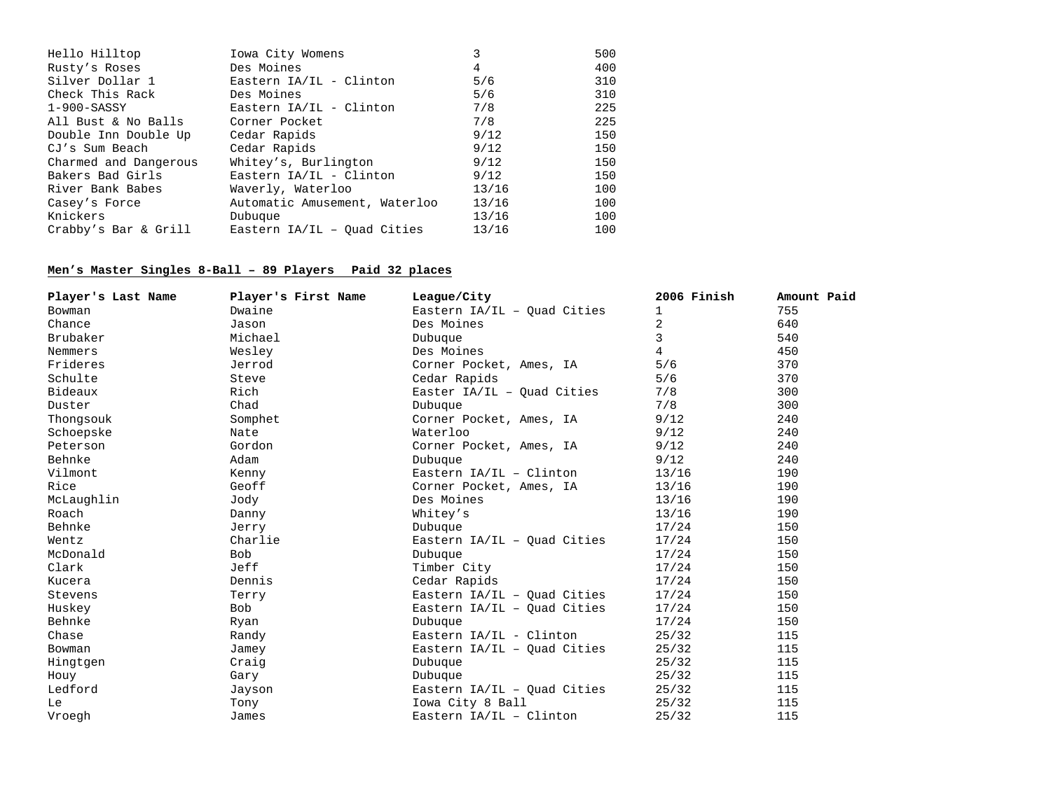| | | | |
|---|---|---|---|
| Hello Hilltop | Iowa City Womens | 3 | 500 |
| Rusty's Roses | Des Moines | 4 | 400 |
| Silver Dollar 1 | Eastern IA/IL - Clinton | 5/6 | 310 |
| Check This Rack | Des Moines | 5/6 | 310 |
| 1-900-SASSY | Eastern IA/IL - Clinton | 7/8 | 225 |
| All Bust & No Balls | Corner Pocket | 7/8 | 225 |
| Double Inn Double Up | Cedar Rapids | 9/12 | 150 |
| CJ's Sum Beach | Cedar Rapids | 9/12 | 150 |
| Charmed and Dangerous | Whitey's, Burlington | 9/12 | 150 |
| Bakers Bad Girls | Eastern IA/IL - Clinton | 9/12 | 150 |
| River Bank Babes | Waverly, Waterloo | 13/16 | 100 |
| Casey's Force | Automatic Amusement, Waterloo | 13/16 | 100 |
| Knickers | Dubuque | 13/16 | 100 |
| Crabby's Bar & Grill | Eastern IA/IL – Quad Cities | 13/16 | 100 |

**Men's Master Singles 8-Ball – 89 Players Paid 32 places**

| Player's Last Name | Player's First Name | League/City | 2006 Finish | Amount Paid |
|---|---|---|---|---|
| Bowman | Dwaine | Eastern IA/IL – Quad Cities | 1 | 755 |
| Chance | Jason | Des Moines | 2 | 640 |
| Brubaker | Michael | Dubuque | 3 | 540 |
| Nemmers | Wesley | Des Moines | 4 | 450 |
| Frideres | Jerrod | Corner Pocket, Ames, IA | 5/6 | 370 |
| Schulte | Steve | Cedar Rapids | 5/6 | 370 |
| Bideaux | Rich | Easter IA/IL – Quad Cities | 7/8 | 300 |
| Duster | Chad | Dubuque | 7/8 | 300 |
| Thongsouk | Somphet | Corner Pocket, Ames, IA | 9/12 | 240 |
| Schoepske | Nate | Waterloo | 9/12 | 240 |
| Peterson | Gordon | Corner Pocket, Ames, IA | 9/12 | 240 |
| Behnke | Adam | Dubuque | 9/12 | 240 |
| Vilmont | Kenny | Eastern IA/IL – Clinton | 13/16 | 190 |
| Rice | Geoff | Corner Pocket, Ames, IA | 13/16 | 190 |
| McLaughlin | Jody | Des Moines | 13/16 | 190 |
| Roach | Danny | Whitey's | 13/16 | 190 |
| Behnke | Jerry | Dubuque | 17/24 | 150 |
| Wentz | Charlie | Eastern IA/IL – Quad Cities | 17/24 | 150 |
| McDonald | Bob | Dubuque | 17/24 | 150 |
| Clark | Jeff | Timber City | 17/24 | 150 |
| Kucera | Dennis | Cedar Rapids | 17/24 | 150 |
| Stevens | Terry | Eastern IA/IL – Quad Cities | 17/24 | 150 |
| Huskey | Bob | Eastern IA/IL – Quad Cities | 17/24 | 150 |
| Behnke | Ryan | Dubuque | 17/24 | 150 |
| Chase | Randy | Eastern IA/IL - Clinton | 25/32 | 115 |
| Bowman | Jamey | Eastern IA/IL – Quad Cities | 25/32 | 115 |
| Hingtgen | Craig | Dubuque | 25/32 | 115 |
| Houy | Gary | Dubuque | 25/32 | 115 |
| Ledford | Jayson | Eastern IA/IL – Quad Cities | 25/32 | 115 |
| Le | Tony | Iowa City 8 Ball | 25/32 | 115 |
| Vroegh | James | Eastern IA/IL – Clinton | 25/32 | 115 |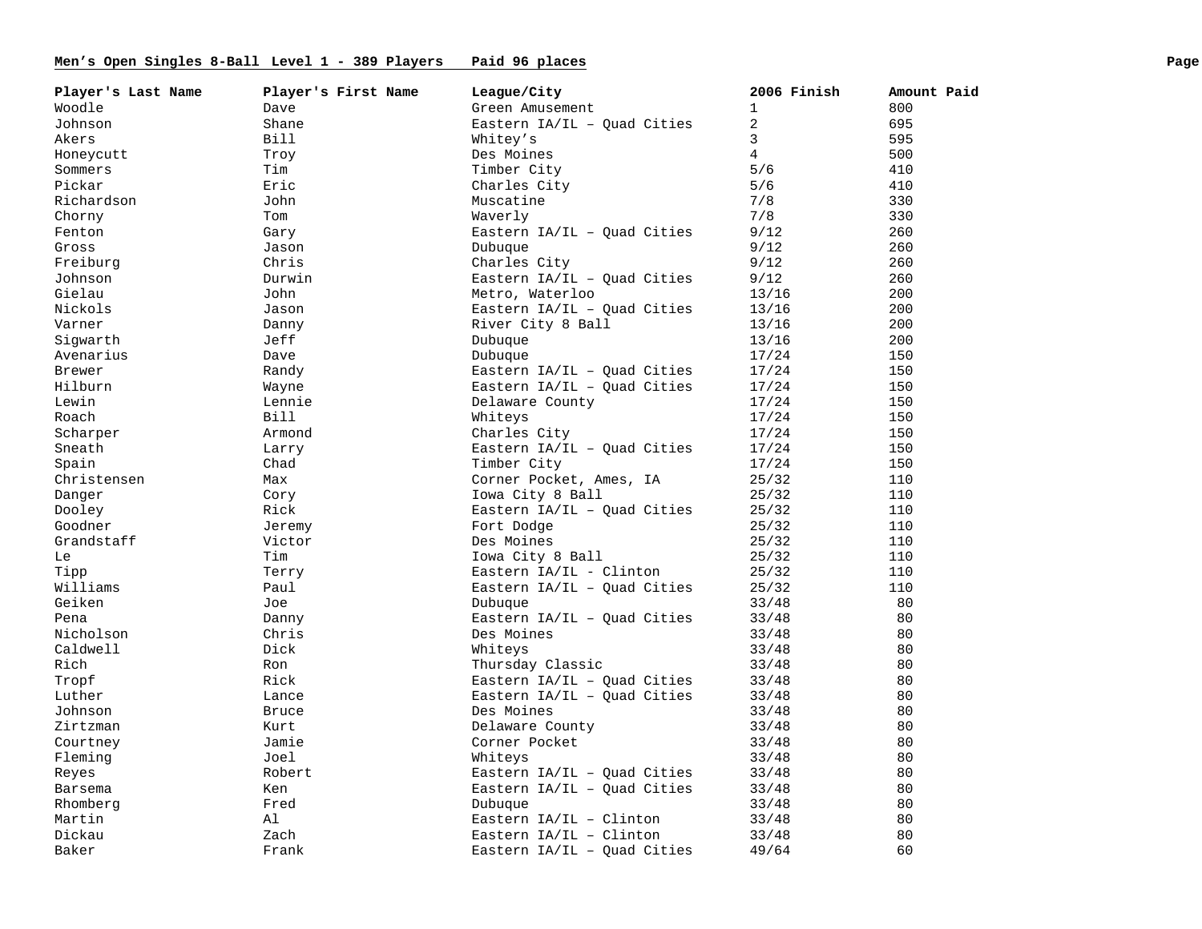**Men’s Open Singles 8-Ball Level 1 - 389 Players Paid 96 places**

| Player's Last Name | Player's First Name | League/City | 2006 Finish | Amount Paid |
|---|---|---|---|---|
| Woodle | Dave | Green Amusement | 1 | 800 |
| Johnson | Shane | Eastern IA/IL – Quad Cities | 2 | 695 |
| Akers | Bill | Whitey’s | 3 | 595 |
| Honeycutt | Troy | Des Moines | 4 | 500 |
| Sommers | Tim | Timber City | 5/6 | 410 |
| Pickar | Eric | Charles City | 5/6 | 410 |
| Richardson | John | Muscatine | 7/8 | 330 |
| Chorny | Tom | Waverly | 7/8 | 330 |
| Fenton | Gary | Eastern IA/IL – Quad Cities | 9/12 | 260 |
| Gross | Jason | Dubuque | 9/12 | 260 |
| Freiburg | Chris | Charles City | 9/12 | 260 |
| Johnson | Durwin | Eastern IA/IL – Quad Cities | 9/12 | 260 |
| Gielau | John | Metro, Waterloo | 13/16 | 200 |
| Nickols | Jason | Eastern IA/IL – Quad Cities | 13/16 | 200 |
| Varner | Danny | River City 8 Ball | 13/16 | 200 |
| Sigwarth | Jeff | Dubuque | 13/16 | 200 |
| Avenarius | Dave | Dubuque | 17/24 | 150 |
| Brewer | Randy | Eastern IA/IL – Quad Cities | 17/24 | 150 |
| Hilburn | Wayne | Eastern IA/IL – Quad Cities | 17/24 | 150 |
| Lewin | Lennie | Delaware County | 17/24 | 150 |
| Roach | Bill | Whiteys | 17/24 | 150 |
| Scharper | Armond | Charles City | 17/24 | 150 |
| Sneath | Larry | Eastern IA/IL – Quad Cities | 17/24 | 150 |
| Spain | Chad | Timber City | 17/24 | 150 |
| Christensen | Max | Corner Pocket, Ames, IA | 25/32 | 110 |
| Danger | Cory | Iowa City 8 Ball | 25/32 | 110 |
| Dooley | Rick | Eastern IA/IL – Quad Cities | 25/32 | 110 |
| Goodner | Jeremy | Fort Dodge | 25/32 | 110 |
| Grandstaff | Victor | Des Moines | 25/32 | 110 |
| Le | Tim | Iowa City 8 Ball | 25/32 | 110 |
| Tipp | Terry | Eastern IA/IL - Clinton | 25/32 | 110 |
| Williams | Paul | Eastern IA/IL – Quad Cities | 25/32 | 110 |
| Geiken | Joe | Dubuque | 33/48 | 80 |
| Pena | Danny | Eastern IA/IL – Quad Cities | 33/48 | 80 |
| Nicholson | Chris | Des Moines | 33/48 | 80 |
| Caldwell | Dick | Whiteys | 33/48 | 80 |
| Rich | Ron | Thursday Classic | 33/48 | 80 |
| Tropf | Rick | Eastern IA/IL – Quad Cities | 33/48 | 80 |
| Luther | Lance | Eastern IA/IL – Quad Cities | 33/48 | 80 |
| Johnson | Bruce | Des Moines | 33/48 | 80 |
| Zirtzman | Kurt | Delaware County | 33/48 | 80 |
| Courtney | Jamie | Corner Pocket | 33/48 | 80 |
| Fleming | Joel | Whiteys | 33/48 | 80 |
| Reyes | Robert | Eastern IA/IL – Quad Cities | 33/48 | 80 |
| Barsema | Ken | Eastern IA/IL – Quad Cities | 33/48 | 80 |
| Rhomberg | Fred | Dubuque | 33/48 | 80 |
| Martin | Al | Eastern IA/IL – Clinton | 33/48 | 80 |
| Dickau | Zach | Eastern IA/IL – Clinton | 33/48 | 80 |
| Baker | Frank | Eastern IA/IL – Quad Cities | 49/64 | 60 |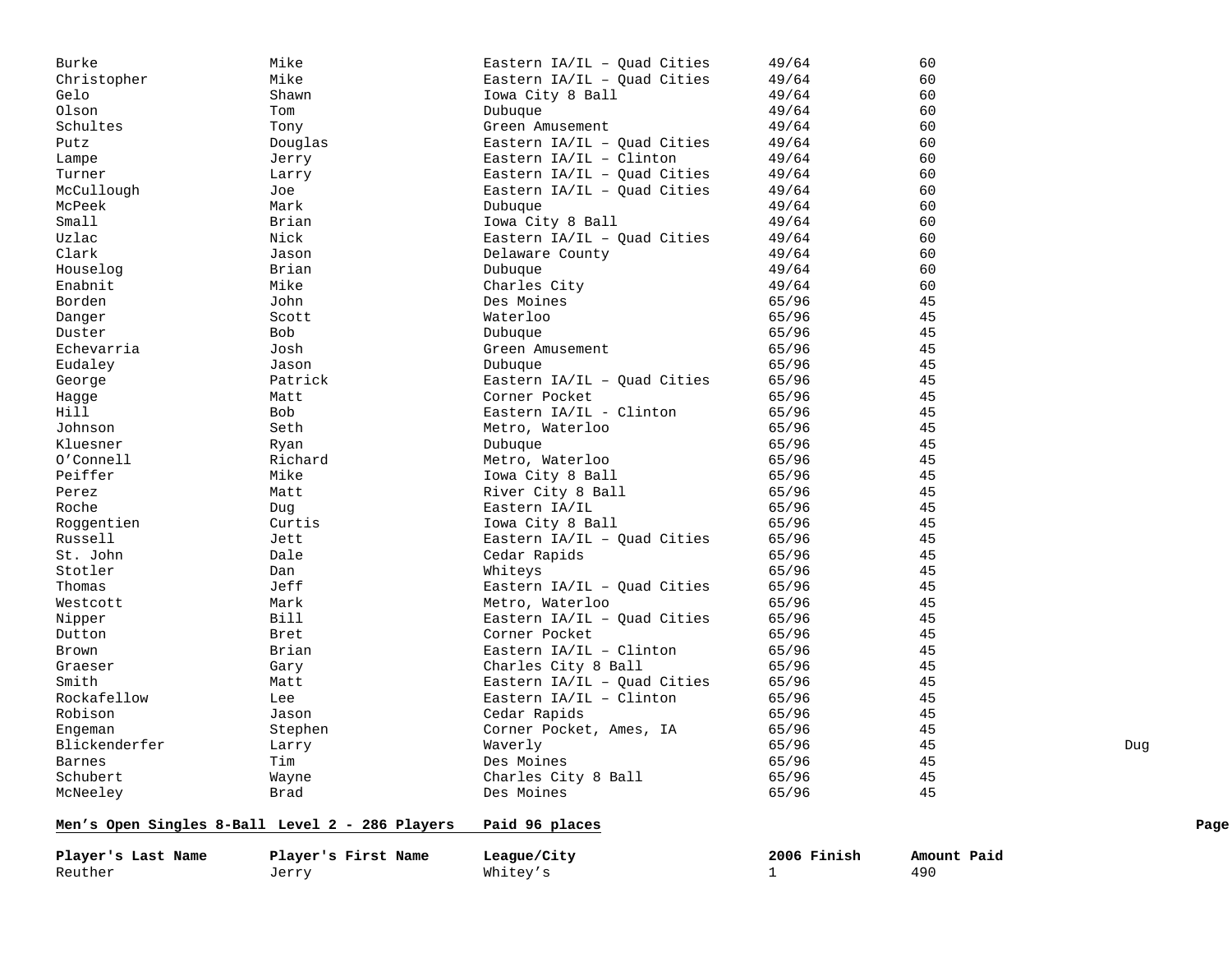| | | | | | |
|---|---|---|---|---|---|
| Burke | Mike | Eastern IA/IL – Quad Cities | 49/64 | 60 | |
| Christopher | Mike | Eastern IA/IL – Quad Cities | 49/64 | 60 | |
| Gelo | Shawn | Iowa City 8 Ball | 49/64 | 60 | |
| Olson | Tom | Dubuque | 49/64 | 60 | |
| Schultes | Tony | Green Amusement | 49/64 | 60 | |
| Putz | Douglas | Eastern IA/IL – Quad Cities | 49/64 | 60 | |
| Lampe | Jerry | Eastern IA/IL – Clinton | 49/64 | 60 | |
| Turner | Larry | Eastern IA/IL – Quad Cities | 49/64 | 60 | |
| McCullough | Joe | Eastern IA/IL – Quad Cities | 49/64 | 60 | |
| McPeek | Mark | Dubuque | 49/64 | 60 | |
| Small | Brian | Iowa City 8 Ball | 49/64 | 60 | |
| Uzlac | Nick | Eastern IA/IL – Quad Cities | 49/64 | 60 | |
| Clark | Jason | Delaware County | 49/64 | 60 | |
| Houselog | Brian | Dubuque | 49/64 | 60 | |
| Enabnit | Mike | Charles City | 49/64 | 60 | |
| Borden | John | Des Moines | 65/96 | 45 | |
| Danger | Scott | Waterloo | 65/96 | 45 | |
| Duster | Bob | Dubuque | 65/96 | 45 | |
| Echevarria | Josh | Green Amusement | 65/96 | 45 | |
| Eudaley | Jason | Dubuque | 65/96 | 45 | |
| George | Patrick | Eastern IA/IL – Quad Cities | 65/96 | 45 | |
| Hagge | Matt | Corner Pocket | 65/96 | 45 | |
| Hill | Bob | Eastern IA/IL - Clinton | 65/96 | 45 | |
| Johnson | Seth | Metro, Waterloo | 65/96 | 45 | |
| Kluesner | Ryan | Dubuque | 65/96 | 45 | |
| O'Connell | Richard | Metro, Waterloo | 65/96 | 45 | |
| Peiffer | Mike | Iowa City 8 Ball | 65/96 | 45 | |
| Perez | Matt | River City 8 Ball | 65/96 | 45 | |
| Roche | Dug | Eastern IA/IL | 65/96 | 45 | |
| Roggentien | Curtis | Iowa City 8 Ball | 65/96 | 45 | |
| Russell | Jett | Eastern IA/IL – Quad Cities | 65/96 | 45 | |
| St. John | Dale | Cedar Rapids | 65/96 | 45 | |
| Stotler | Dan | Whiteys | 65/96 | 45 | |
| Thomas | Jeff | Eastern IA/IL – Quad Cities | 65/96 | 45 | |
| Westcott | Mark | Metro, Waterloo | 65/96 | 45 | |
| Nipper | Bill | Eastern IA/IL – Quad Cities | 65/96 | 45 | |
| Dutton | Bret | Corner Pocket | 65/96 | 45 | |
| Brown | Brian | Eastern IA/IL – Clinton | 65/96 | 45 | |
| Graeser | Gary | Charles City 8 Ball | 65/96 | 45 | |
| Smith | Matt | Eastern IA/IL – Quad Cities | 65/96 | 45 | |
| Rockafellow | Lee | Eastern IA/IL – Clinton | 65/96 | 45 | |
| Robison | Jason | Cedar Rapids | 65/96 | 45 | |
| Engeman | Stephen | Corner Pocket, Ames, IA | 65/96 | 45 | |
| Blickenderfer | Larry | Waverly | 65/96 | 45 | Dug |
| Barnes | Tim | Des Moines | 65/96 | 45 | |
| Schubert | Wayne | Charles City 8 Ball | 65/96 | 45 | |
| McNeeley | Brad | Des Moines | 65/96 | 45 | |

**Men's Open Singles 8-Ball Level 2 - 286 Players Paid 96 places**

| Player's Last Name | Player's First Name | League/City | 2006 Finish | Amount Paid |
|---|---|---|---|---|
| Reuther | Jerry | Whitey's | 1 | 490 |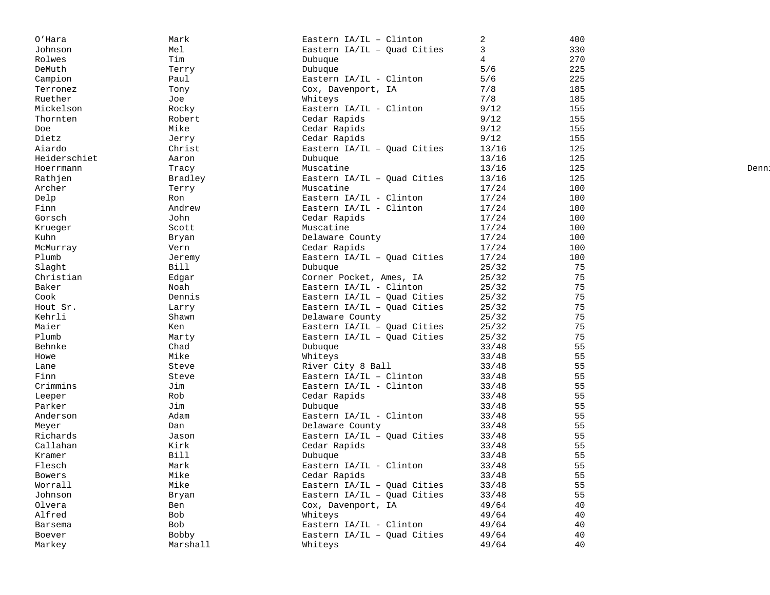| | | | | |
|---|---|---|---|---|
| O’Hara | Mark | Eastern IA/IL – Clinton | 2 | 400 |
| Johnson | Mel | Eastern IA/IL – Quad Cities | 3 | 330 |
| Rolwes | Tim | Dubuque | 4 | 270 |
| DeMuth | Terry | Dubuque | 5/6 | 225 |
| Campion | Paul | Eastern IA/IL - Clinton | 5/6 | 225 |
| Terronez | Tony | Cox, Davenport, IA | 7/8 | 185 |
| Ruether | Joe | Whiteys | 7/8 | 185 |
| Mickelson | Rocky | Eastern IA/IL - Clinton | 9/12 | 155 |
| Thornten | Robert | Cedar Rapids | 9/12 | 155 |
| Doe | Mike | Cedar Rapids | 9/12 | 155 |
| Dietz | Jerry | Cedar Rapids | 9/12 | 155 |
| Aiardo | Christ | Eastern IA/IL – Quad Cities | 13/16 | 125 |
| Heiderschiet | Aaron | Dubuque | 13/16 | 125 |
| Hoerrmann | Tracy | Muscatine | 13/16 | 125 |
| Rathjen | Bradley | Eastern IA/IL – Quad Cities | 13/16 | 125 |
| Archer | Terry | Muscatine | 17/24 | 100 |
| Delp | Ron | Eastern IA/IL - Clinton | 17/24 | 100 |
| Finn | Andrew | Eastern IA/IL - Clinton | 17/24 | 100 |
| Gorsch | John | Cedar Rapids | 17/24 | 100 |
| Krueger | Scott | Muscatine | 17/24 | 100 |
| Kuhn | Bryan | Delaware County | 17/24 | 100 |
| McMurray | Vern | Cedar Rapids | 17/24 | 100 |
| Plumb | Jeremy | Eastern IA/IL – Quad Cities | 17/24 | 100 |
| Slaght | Bill | Dubuque | 25/32 | 75 |
| Christian | Edgar | Corner Pocket, Ames, IA | 25/32 | 75 |
| Baker | Noah | Eastern IA/IL - Clinton | 25/32 | 75 |
| Cook | Dennis | Eastern IA/IL – Quad Cities | 25/32 | 75 |
| Hout Sr. | Larry | Eastern IA/IL – Quad Cities | 25/32 | 75 |
| Kehrli | Shawn | Delaware County | 25/32 | 75 |
| Maier | Ken | Eastern IA/IL – Quad Cities | 25/32 | 75 |
| Plumb | Marty | Eastern IA/IL – Quad Cities | 25/32 | 75 |
| Behnke | Chad | Dubuque | 33/48 | 55 |
| Howe | Mike | Whiteys | 33/48 | 55 |
| Lane | Steve | River City 8 Ball | 33/48 | 55 |
| Finn | Steve | Eastern IA/IL – Clinton | 33/48 | 55 |
| Crimmins | Jim | Eastern IA/IL - Clinton | 33/48 | 55 |
| Leeper | Rob | Cedar Rapids | 33/48 | 55 |
| Parker | Jim | Dubuque | 33/48 | 55 |
| Anderson | Adam | Eastern IA/IL - Clinton | 33/48 | 55 |
| Meyer | Dan | Delaware County | 33/48 | 55 |
| Richards | Jason | Eastern IA/IL – Quad Cities | 33/48 | 55 |
| Callahan | Kirk | Cedar Rapids | 33/48 | 55 |
| Kramer | Bill | Dubuque | 33/48 | 55 |
| Flesch | Mark | Eastern IA/IL - Clinton | 33/48 | 55 |
| Bowers | Mike | Cedar Rapids | 33/48 | 55 |
| Worrall | Mike | Eastern IA/IL – Quad Cities | 33/48 | 55 |
| Johnson | Bryan | Eastern IA/IL – Quad Cities | 33/48 | 55 |
| Olvera | Ben | Cox, Davenport, IA | 49/64 | 40 |
| Alfred | Bob | Whiteys | 49/64 | 40 |
| Barsema | Bob | Eastern IA/IL - Clinton | 49/64 | 40 |
| Boever | Bobby | Eastern IA/IL – Quad Cities | 49/64 | 40 |
| Markey | Marshall | Whiteys | 49/64 | 40 |

Denn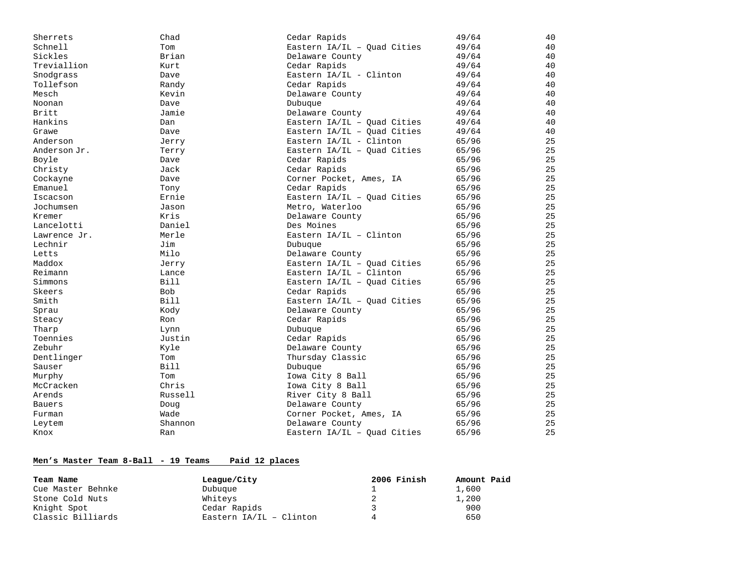| | | | | |
|---|---|---|---|---|
| Sherrets | Chad | Cedar Rapids | 49/64 | 40 |
| Schnell | Tom | Eastern IA/IL – Quad Cities | 49/64 | 40 |
| Sickles | Brian | Delaware County | 49/64 | 40 |
| Treviallion | Kurt | Cedar Rapids | 49/64 | 40 |
| Snodgrass | Dave | Eastern IA/IL - Clinton | 49/64 | 40 |
| Tollefson | Randy | Cedar Rapids | 49/64 | 40 |
| Mesch | Kevin | Delaware County | 49/64 | 40 |
| Noonan | Dave | Dubuque | 49/64 | 40 |
| Britt | Jamie | Delaware County | 49/64 | 40 |
| Hankins | Dan | Eastern IA/IL – Quad Cities | 49/64 | 40 |
| Grawe | Dave | Eastern IA/IL – Quad Cities | 49/64 | 40 |
| Anderson | Jerry | Eastern IA/IL - Clinton | 65/96 | 25 |
| Anderson Jr. | Terry | Eastern IA/IL – Quad Cities | 65/96 | 25 |
| Boyle | Dave | Cedar Rapids | 65/96 | 25 |
| Christy | Jack | Cedar Rapids | 65/96 | 25 |
| Cockayne | Dave | Corner Pocket, Ames, IA | 65/96 | 25 |
| Emanuel | Tony | Cedar Rapids | 65/96 | 25 |
| Iscacson | Ernie | Eastern IA/IL – Quad Cities | 65/96 | 25 |
| Jochumsen | Jason | Metro, Waterloo | 65/96 | 25 |
| Kremer | Kris | Delaware County | 65/96 | 25 |
| Lancelotti | Daniel | Des Moines | 65/96 | 25 |
| Lawrence Jr. | Merle | Eastern IA/IL – Clinton | 65/96 | 25 |
| Lechnir | Jim | Dubuque | 65/96 | 25 |
| Letts | Milo | Delaware County | 65/96 | 25 |
| Maddox | Jerry | Eastern IA/IL – Quad Cities | 65/96 | 25 |
| Reimann | Lance | Eastern IA/IL – Clinton | 65/96 | 25 |
| Simmons | Bill | Eastern IA/IL – Quad Cities | 65/96 | 25 |
| Skeers | Bob | Cedar Rapids | 65/96 | 25 |
| Smith | Bill | Eastern IA/IL – Quad Cities | 65/96 | 25 |
| Sprau | Kody | Delaware County | 65/96 | 25 |
| Steacy | Ron | Cedar Rapids | 65/96 | 25 |
| Tharp | Lynn | Dubuque | 65/96 | 25 |
| Toennies | Justin | Cedar Rapids | 65/96 | 25 |
| Zebuhr | Kyle | Delaware County | 65/96 | 25 |
| Dentlinger | Tom | Thursday Classic | 65/96 | 25 |
| Sauser | Bill | Dubuque | 65/96 | 25 |
| Murphy | Tom | Iowa City 8 Ball | 65/96 | 25 |
| McCracken | Chris | Iowa City 8 Ball | 65/96 | 25 |
| Arends | Russell | River City 8 Ball | 65/96 | 25 |
| Bauers | Doug | Delaware County | 65/96 | 25 |
| Furman | Wade | Corner Pocket, Ames, IA | 65/96 | 25 |
| Leytem | Shannon | Delaware County | 65/96 | 25 |
| Knox | Ran | Eastern IA/IL – Quad Cities | 65/96 | 25 |

**Men's Master Team 8-Ball - 19 Teams Paid 12 places**

| Team Name | League/City | 2006 Finish | Amount Paid |
|---|---|---|---|
| Cue Master Behnke | Dubuque | 1 | 1,600 |
| Stone Cold Nuts | Whiteys | 2 | 1,200 |
| Knight Spot | Cedar Rapids | 3 | 900 |
| Classic Billiards | Eastern IA/IL – Clinton | 4 | 650 |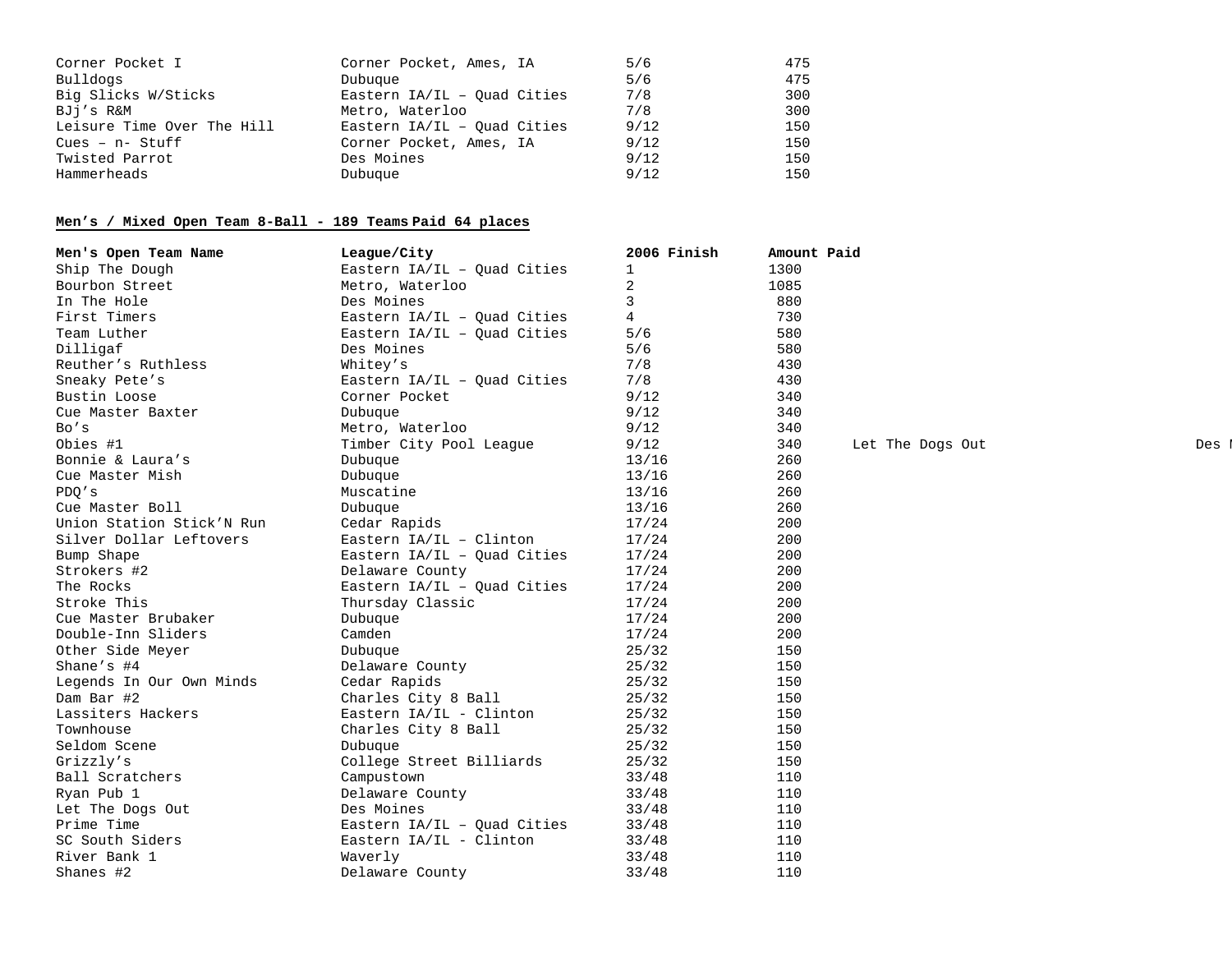| | | | |
|---|---|---|---|
| Corner Pocket I | Corner Pocket, Ames, IA | 5/6 | 475 |
| Bulldogs | Dubuque | 5/6 | 475 |
| Big Slicks W/Sticks | Eastern IA/IL – Quad Cities | 7/8 | 300 |
| BJj's R&M | Metro, Waterloo | 7/8 | 300 |
| Leisure Time Over The Hill | Eastern IA/IL – Quad Cities | 9/12 | 150 |
| Cues – n- Stuff | Corner Pocket, Ames, IA | 9/12 | 150 |
| Twisted Parrot | Des Moines | 9/12 | 150 |
| Hammerheads | Dubuque | 9/12 | 150 |

**Men's / Mixed Open Team 8-Ball - 189 Teams Paid 64 places**

| Men's Open Team Name | League/City | 2006 Finish | Amount Paid | | |
|---|---|---|---|---|---|
| Ship The Dough | Eastern IA/IL – Quad Cities | 1 | 1300 | | |
| Bourbon Street | Metro, Waterloo | 2 | 1085 | | |
| In The Hole | Des Moines | 3 | 880 | | |
| First Timers | Eastern IA/IL – Quad Cities | 4 | 730 | | |
| Team Luther | Eastern IA/IL – Quad Cities | 5/6 | 580 | | |
| Dilligaf | Des Moines | 5/6 | 580 | | |
| Reuther's Ruthless | Whitey's | 7/8 | 430 | | |
| Sneaky Pete's | Eastern IA/IL – Quad Cities | 7/8 | 430 | | |
| Bustin Loose | Corner Pocket | 9/12 | 340 | | |
| Cue Master Baxter | Dubuque | 9/12 | 340 | | |
| Bo's | Metro, Waterloo | 9/12 | 340 | | |
| Obies #1 | Timber City Pool League | 9/12 | 340 | Let The Dogs Out | Des M |
| Bonnie & Laura's | Dubuque | 13/16 | 260 | | |
| Cue Master Mish | Dubuque | 13/16 | 260 | | |
| PDQ's | Muscatine | 13/16 | 260 | | |
| Cue Master Boll | Dubuque | 13/16 | 260 | | |
| Union Station Stick'N Run | Cedar Rapids | 17/24 | 200 | | |
| Silver Dollar Leftovers | Eastern IA/IL – Clinton | 17/24 | 200 | | |
| Bump Shape | Eastern IA/IL – Quad Cities | 17/24 | 200 | | |
| Strokers #2 | Delaware County | 17/24 | 200 | | |
| The Rocks | Eastern IA/IL – Quad Cities | 17/24 | 200 | | |
| Stroke This | Thursday Classic | 17/24 | 200 | | |
| Cue Master Brubaker | Dubuque | 17/24 | 200 | | |
| Double-Inn Sliders | Camden | 17/24 | 200 | | |
| Other Side Meyer | Dubuque | 25/32 | 150 | | |
| Shane's #4 | Delaware County | 25/32 | 150 | | |
| Legends In Our Own Minds | Cedar Rapids | 25/32 | 150 | | |
| Dam Bar #2 | Charles City 8 Ball | 25/32 | 150 | | |
| Lassiters Hackers | Eastern IA/IL - Clinton | 25/32 | 150 | | |
| Townhouse | Charles City 8 Ball | 25/32 | 150 | | |
| Seldom Scene | Dubuque | 25/32 | 150 | | |
| Grizzly's | College Street Billiards | 25/32 | 150 | | |
| Ball Scratchers | Campustown | 33/48 | 110 | | |
| Ryan Pub 1 | Delaware County | 33/48 | 110 | | |
| Let The Dogs Out | Des Moines | 33/48 | 110 | | |
| Prime Time | Eastern IA/IL – Quad Cities | 33/48 | 110 | | |
| SC South Siders | Eastern IA/IL - Clinton | 33/48 | 110 | | |
| River Bank 1 | Waverly | 33/48 | 110 | | |
| Shanes #2 | Delaware County | 33/48 | 110 | | |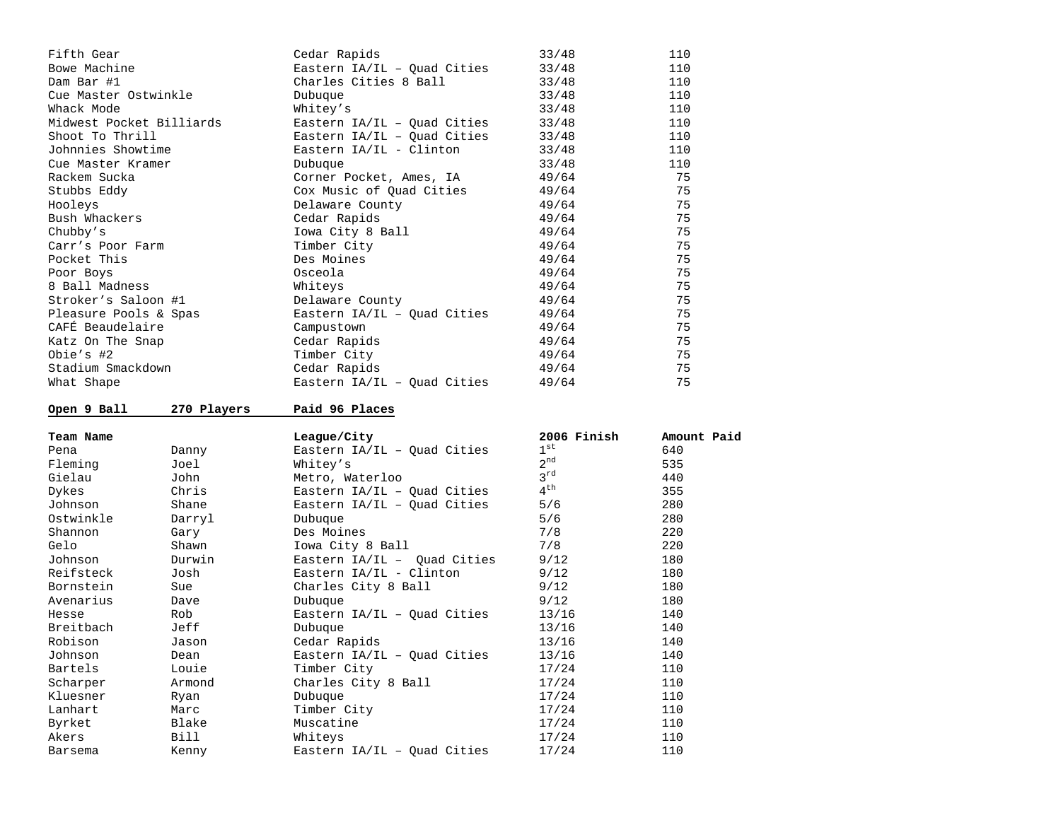| | | | |
|---|---|---|---|
| Fifth Gear | Cedar Rapids | 33/48 | 110 |
| Bowe Machine | Eastern IA/IL – Quad Cities | 33/48 | 110 |
| Dam Bar #1 | Charles Cities 8 Ball | 33/48 | 110 |
| Cue Master Ostwinkle | Dubuque | 33/48 | 110 |
| Whack Mode | Whitey’s | 33/48 | 110 |
| Midwest Pocket Billiards | Eastern IA/IL – Quad Cities | 33/48 | 110 |
| Shoot To Thrill | Eastern IA/IL – Quad Cities | 33/48 | 110 |
| Johnnies Showtime | Eastern IA/IL - Clinton | 33/48 | 110 |
| Cue Master Kramer | Dubuque | 33/48 | 110 |
| Rackem Sucka | Corner Pocket, Ames, IA | 49/64 | 75 |
| Stubbs Eddy | Cox Music of Quad Cities | 49/64 | 75 |
| Hooleys | Delaware County | 49/64 | 75 |
| Bush Whackers | Cedar Rapids | 49/64 | 75 |
| Chubby’s | Iowa City 8 Ball | 49/64 | 75 |
| Carr’s Poor Farm | Timber City | 49/64 | 75 |
| Pocket This | Des Moines | 49/64 | 75 |
| Poor Boys | Osceola | 49/64 | 75 |
| 8 Ball Madness | Whiteys | 49/64 | 75 |
| Stroker’s Saloon #1 | Delaware County | 49/64 | 75 |
| Pleasure Pools & Spas | Eastern IA/IL – Quad Cities | 49/64 | 75 |
| CAFÉ Beaudelaire | Campustown | 49/64 | 75 |
| Katz On The Snap | Cedar Rapids | 49/64 | 75 |
| Obie’s #2 | Timber City | 49/64 | 75 |
| Stadium Smackdown | Cedar Rapids | 49/64 | 75 |
| What Shape | Eastern IA/IL – Quad Cities | 49/64 | 75 |

**Open 9 Ball 270 Players Paid 96 Places**

| Team Name | | League/City | 2006 Finish | Amount Paid |
|---|---|---|---|---|
| Pena | Danny | Eastern IA/IL – Quad Cities | 1st | 640 |
| Fleming | Joel | Whitey’s | 2nd | 535 |
| Gielau | John | Metro, Waterloo | 3rd | 440 |
| Dykes | Chris | Eastern IA/IL – Quad Cities | 4th | 355 |
| Johnson | Shane | Eastern IA/IL – Quad Cities | 5/6 | 280 |
| Ostwinkle | Darryl | Dubuque | 5/6 | 280 |
| Shannon | Gary | Des Moines | 7/8 | 220 |
| Gelo | Shawn | Iowa City 8 Ball | 7/8 | 220 |
| Johnson | Durwin | Eastern IA/IL – Quad Cities | 9/12 | 180 |
| Reifsteck | Josh | Eastern IA/IL - Clinton | 9/12 | 180 |
| Bornstein | Sue | Charles City 8 Ball | 9/12 | 180 |
| Avenarius | Dave | Dubuque | 9/12 | 180 |
| Hesse | Rob | Eastern IA/IL – Quad Cities | 13/16 | 140 |
| Breitbach | Jeff | Dubuque | 13/16 | 140 |
| Robison | Jason | Cedar Rapids | 13/16 | 140 |
| Johnson | Dean | Eastern IA/IL – Quad Cities | 13/16 | 140 |
| Bartels | Louie | Timber City | 17/24 | 110 |
| Scharper | Armond | Charles City 8 Ball | 17/24 | 110 |
| Kluesner | Ryan | Dubuque | 17/24 | 110 |
| Lanhart | Marc | Timber City | 17/24 | 110 |
| Byrket | Blake | Muscatine | 17/24 | 110 |
| Akers | Bill | Whiteys | 17/24 | 110 |
| Barsema | Kenny | Eastern IA/IL – Quad Cities | 17/24 | 110 |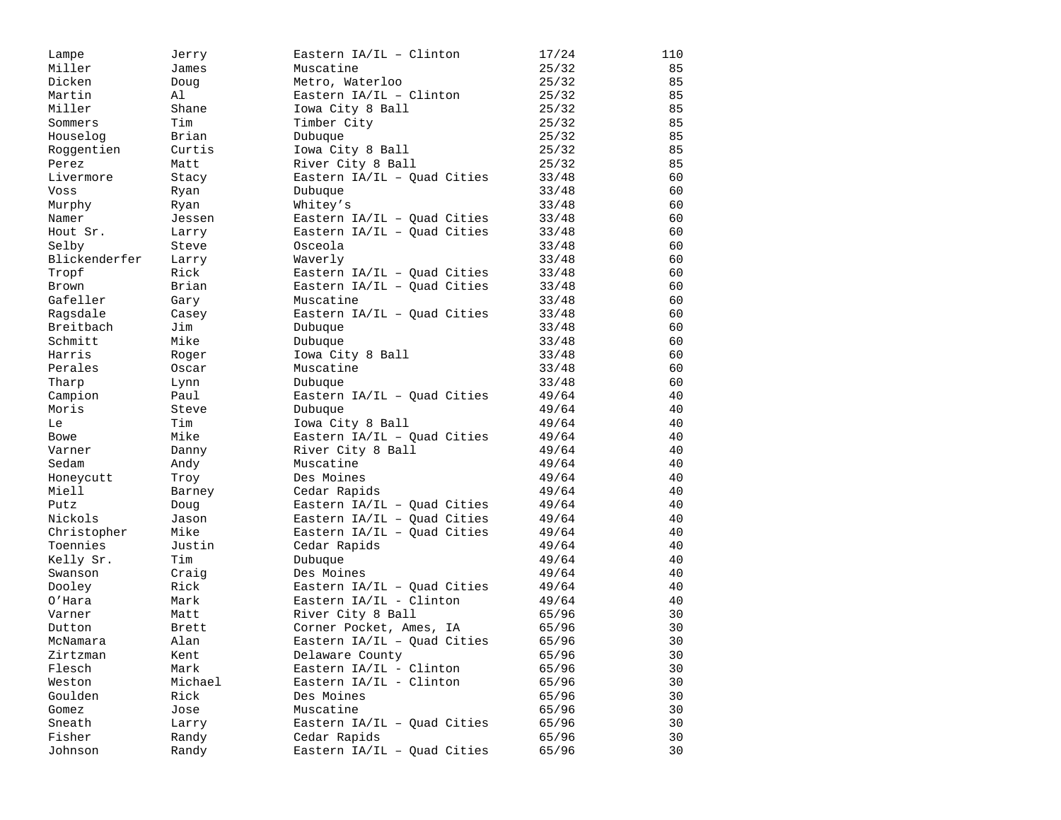| | | | | |
|---|---|---|---|---|
| Lampe | Jerry | Eastern IA/IL – Clinton | 17/24 | 110 |
| Miller | James | Muscatine | 25/32 | 85 |
| Dicken | Doug | Metro, Waterloo | 25/32 | 85 |
| Martin | Al | Eastern IA/IL – Clinton | 25/32 | 85 |
| Miller | Shane | Iowa City 8 Ball | 25/32 | 85 |
| Sommers | Tim | Timber City | 25/32 | 85 |
| Houselog | Brian | Dubuque | 25/32 | 85 |
| Roggentien | Curtis | Iowa City 8 Ball | 25/32 | 85 |
| Perez | Matt | River City 8 Ball | 25/32 | 85 |
| Livermore | Stacy | Eastern IA/IL – Quad Cities | 33/48 | 60 |
| Voss | Ryan | Dubuque | 33/48 | 60 |
| Murphy | Ryan | Whitey’s | 33/48 | 60 |
| Namer | Jessen | Eastern IA/IL – Quad Cities | 33/48 | 60 |
| Hout Sr. | Larry | Eastern IA/IL – Quad Cities | 33/48 | 60 |
| Selby | Steve | Osceola | 33/48 | 60 |
| Blickenderfer | Larry | Waverly | 33/48 | 60 |
| Tropf | Rick | Eastern IA/IL – Quad Cities | 33/48 | 60 |
| Brown | Brian | Eastern IA/IL – Quad Cities | 33/48 | 60 |
| Gafeller | Gary | Muscatine | 33/48 | 60 |
| Ragsdale | Casey | Eastern IA/IL – Quad Cities | 33/48 | 60 |
| Breitbach | Jim | Dubuque | 33/48 | 60 |
| Schmitt | Mike | Dubuque | 33/48 | 60 |
| Harris | Roger | Iowa City 8 Ball | 33/48 | 60 |
| Perales | Oscar | Muscatine | 33/48 | 60 |
| Tharp | Lynn | Dubuque | 33/48 | 60 |
| Campion | Paul | Eastern IA/IL – Quad Cities | 49/64 | 40 |
| Moris | Steve | Dubuque | 49/64 | 40 |
| Le | Tim | Iowa City 8 Ball | 49/64 | 40 |
| Bowe | Mike | Eastern IA/IL – Quad Cities | 49/64 | 40 |
| Varner | Danny | River City 8 Ball | 49/64 | 40 |
| Sedam | Andy | Muscatine | 49/64 | 40 |
| Honeycutt | Troy | Des Moines | 49/64 | 40 |
| Miell | Barney | Cedar Rapids | 49/64 | 40 |
| Putz | Doug | Eastern IA/IL – Quad Cities | 49/64 | 40 |
| Nickols | Jason | Eastern IA/IL – Quad Cities | 49/64 | 40 |
| Christopher | Mike | Eastern IA/IL – Quad Cities | 49/64 | 40 |
| Toennies | Justin | Cedar Rapids | 49/64 | 40 |
| Kelly Sr. | Tim | Dubuque | 49/64 | 40 |
| Swanson | Craig | Des Moines | 49/64 | 40 |
| Dooley | Rick | Eastern IA/IL – Quad Cities | 49/64 | 40 |
| O’Hara | Mark | Eastern IA/IL - Clinton | 49/64 | 40 |
| Varner | Matt | River City 8 Ball | 65/96 | 30 |
| Dutton | Brett | Corner Pocket, Ames, IA | 65/96 | 30 |
| McNamara | Alan | Eastern IA/IL – Quad Cities | 65/96 | 30 |
| Zirtzman | Kent | Delaware County | 65/96 | 30 |
| Flesch | Mark | Eastern IA/IL - Clinton | 65/96 | 30 |
| Weston | Michael | Eastern IA/IL - Clinton | 65/96 | 30 |
| Goulden | Rick | Des Moines | 65/96 | 30 |
| Gomez | Jose | Muscatine | 65/96 | 30 |
| Sneath | Larry | Eastern IA/IL – Quad Cities | 65/96 | 30 |
| Fisher | Randy | Cedar Rapids | 65/96 | 30 |
| Johnson | Randy | Eastern IA/IL – Quad Cities | 65/96 | 30 |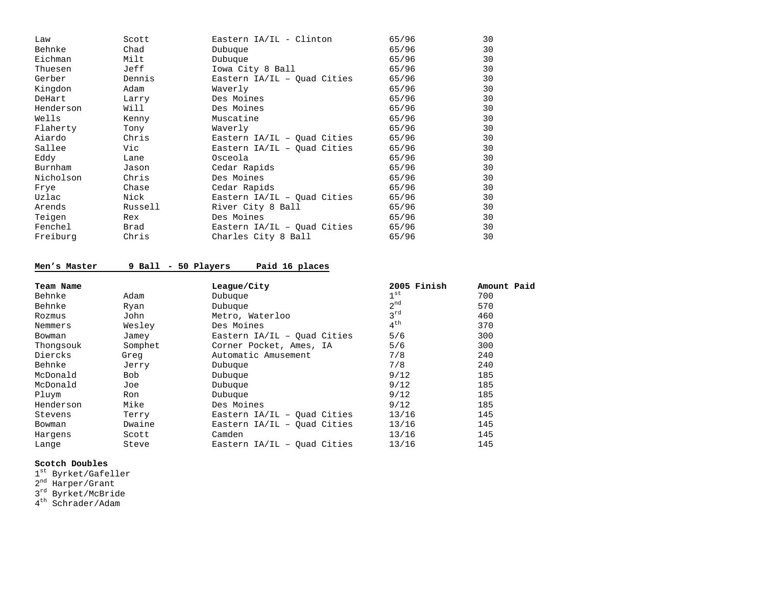| | | | | |
|---|---|---|---|---|
| Law | Scott | Eastern IA/IL - Clinton | 65/96 | 30 |
| Behnke | Chad | Dubuque | 65/96 | 30 |
| Eichman | Milt | Dubuque | 65/96 | 30 |
| Thuesen | Jeff | Iowa City 8 Ball | 65/96 | 30 |
| Gerber | Dennis | Eastern IA/IL – Quad Cities | 65/96 | 30 |
| Kingdon | Adam | Waverly | 65/96 | 30 |
| DeHart | Larry | Des Moines | 65/96 | 30 |
| Henderson | Will | Des Moines | 65/96 | 30 |
| Wells | Kenny | Muscatine | 65/96 | 30 |
| Flaherty | Tony | Waverly | 65/96 | 30 |
| Aiardo | Chris | Eastern IA/IL – Quad Cities | 65/96 | 30 |
| Sallee | Vic | Eastern IA/IL – Quad Cities | 65/96 | 30 |
| Eddy | Lane | Osceola | 65/96 | 30 |
| Burnham | Jason | Cedar Rapids | 65/96 | 30 |
| Nicholson | Chris | Des Moines | 65/96 | 30 |
| Frye | Chase | Cedar Rapids | 65/96 | 30 |
| Uzlac | Nick | Eastern IA/IL – Quad Cities | 65/96 | 30 |
| Arends | Russell | River City 8 Ball | 65/96 | 30 |
| Teigen | Rex | Des Moines | 65/96 | 30 |
| Fenchel | Brad | Eastern IA/IL – Quad Cities | 65/96 | 30 |
| Freiburg | Chris | Charles City 8 Ball | 65/96 | 30 |

**Men's Master 9 Ball - 50 Players Paid 16 places**

| Team Name | | League/City | 2005 Finish | Amount Paid |
|---|---|---|---|---|
| Behnke | Adam | Dubuque | 1st | 700 |
| Behnke | Ryan | Dubuque | 2nd | 570 |
| Rozmus | John | Metro, Waterloo | 3rd | 460 |
| Nemmers | Wesley | Des Moines | 4th | 370 |
| Bowman | Jamey | Eastern IA/IL – Quad Cities | 5/6 | 300 |
| Thongsouk | Somphet | Corner Pocket, Ames, IA | 5/6 | 300 |
| Diercks | Greg | Automatic Amusement | 7/8 | 240 |
| Behnke | Jerry | Dubuque | 7/8 | 240 |
| McDonald | Bob | Dubuque | 9/12 | 185 |
| McDonald | Joe | Dubuque | 9/12 | 185 |
| Pluym | Ron | Dubuque | 9/12 | 185 |
| Henderson | Mike | Des Moines | 9/12 | 185 |
| Stevens | Terry | Eastern IA/IL – Quad Cities | 13/16 | 145 |
| Bowman | Dwaine | Eastern IA/IL – Quad Cities | 13/16 | 145 |
| Hargens | Scott | Camden | 13/16 | 145 |
| Lange | Steve | Eastern IA/IL – Quad Cities | 13/16 | 145 |

**Scotch Doubles**

1st Byrket/Gafeller  
2nd Harper/Grant  
3rd Byrket/McBride  
4th Schrader/Adam